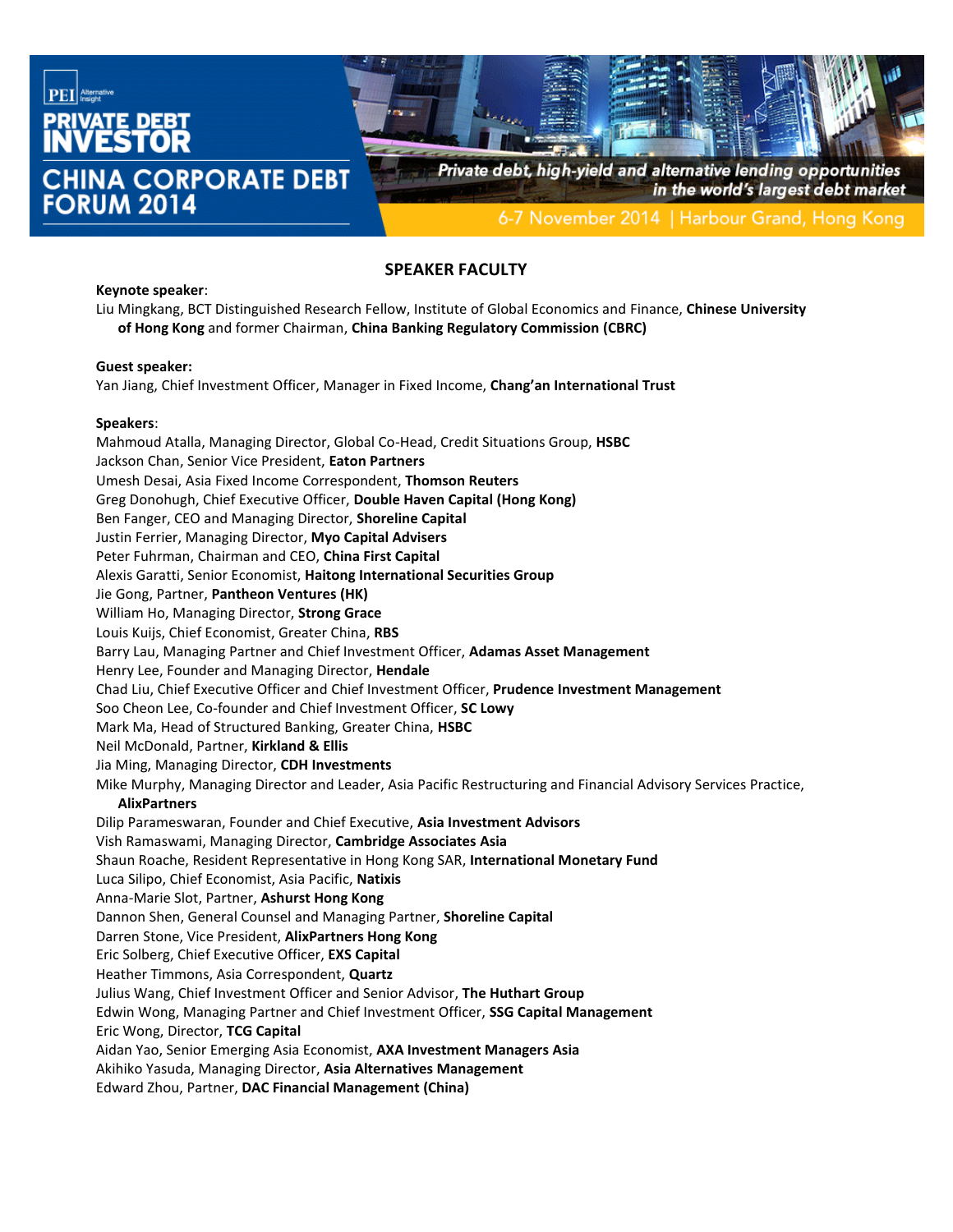PEI Alternative Insight

# PRIVATE DEBT INVESTOR CHINA CORPORATE DEBT FORUM 2014

*Private debt, high-yield and alternative lending opportunities in the world's largest debt market*

6-7 November 2014 | Harbour Grand, Hong Kong

## SPEAKER FACULTY

**Keynote speaker**:

Liu Mingkang, BCT Distinguished Research Fellow, Institute of Global Economics and Finance, **Chinese University of Hong Kong** and former Chairman, **China Banking Regulatory Commission (CBRC)**

**Guest speaker:**

Yan Jiang, Chief Investment Officer, Manager in Fixed Income, **Chang'an International Trust**

**Speakers**:

Mahmoud Atalla, Managing Director, Global Co-Head, Credit Situations Group, **HSBC**
Jackson Chan, Senior Vice President, **Eaton Partners**
Umesh Desai, Asia Fixed Income Correspondent, **Thomson Reuters**
Greg Donohugh, Chief Executive Officer, **Double Haven Capital (Hong Kong)**
Ben Fanger, CEO and Managing Director, **Shoreline Capital**
Justin Ferrier, Managing Director, **Myo Capital Advisers**
Peter Fuhrman, Chairman and CEO, **China First Capital**
Alexis Garatti, Senior Economist, **Haitong International Securities Group**
Jie Gong, Partner, **Pantheon Ventures (HK)**
William Ho, Managing Director, **Strong Grace**
Louis Kuijs, Chief Economist, Greater China, **RBS**
Barry Lau, Managing Partner and Chief Investment Officer, **Adamas Asset Management**
Henry Lee, Founder and Managing Director, **Hendale**
Chad Liu, Chief Executive Officer and Chief Investment Officer, **Prudence Investment Management**
Soo Cheon Lee, Co-founder and Chief Investment Officer, **SC Lowy**
Mark Ma, Head of Structured Banking, Greater China, **HSBC**
Neil McDonald, Partner, **Kirkland & Ellis**
Jia Ming, Managing Director, **CDH Investments**
Mike Murphy, Managing Director and Leader, Asia Pacific Restructuring and Financial Advisory Services Practice, **AlixPartners**
Dilip Parameswaran, Founder and Chief Executive, **Asia Investment Advisors**
Vish Ramaswami, Managing Director, **Cambridge Associates Asia**
Shaun Roache, Resident Representative in Hong Kong SAR, **International Monetary Fund**
Luca Silipo, Chief Economist, Asia Pacific, **Natixis**
Anna-Marie Slot, Partner, **Ashurst Hong Kong**
Dannon Shen, General Counsel and Managing Partner, **Shoreline Capital**
Darren Stone, Vice President, **AlixPartners Hong Kong**
Eric Solberg, Chief Executive Officer, **EXS Capital**
Heather Timmons, Asia Correspondent, **Quartz**
Julius Wang, Chief Investment Officer and Senior Advisor, **The Huthart Group**
Edwin Wong, Managing Partner and Chief Investment Officer, **SSG Capital Management**
Eric Wong, Director, **TCG Capital**
Aidan Yao, Senior Emerging Asia Economist, **AXA Investment Managers Asia**
Akihiko Yasuda, Managing Director, **Asia Alternatives Management**
Edward Zhou, Partner, **DAC Financial Management (China)**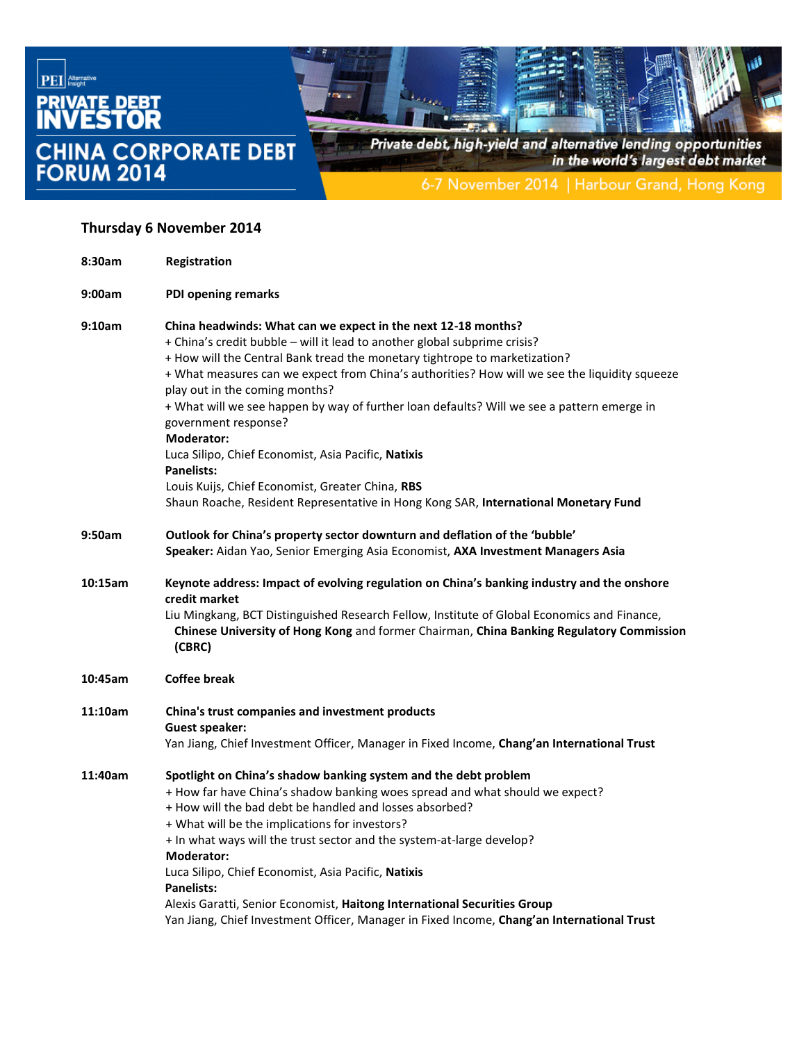PEI Alternative Insight

# PRIVATE DEBT INVESTOR

# CHINA CORPORATE DEBT FORUM 2014

*Private debt, high-yield and alternative lending opportunities in the world's largest debt market*

6-7 November 2014 | Harbour Grand, Hong Kong

## Thursday 6 November 2014

**8:30am** **Registration**

**9:00am** **PDI opening remarks**

**9:10am** **China headwinds: What can we expect in the next 12-18 months?**

+ China's credit bubble – will it lead to another global subprime crisis?
+ How will the Central Bank tread the monetary tightrope to marketization?
+ What measures can we expect from China's authorities? How will we see the liquidity squeeze play out in the coming months?
+ What will we see happen by way of further loan defaults? Will we see a pattern emerge in government response?

**Moderator:**
Luca Silipo, Chief Economist, Asia Pacific, **Natixis**

**Panelists:**
Louis Kuijs, Chief Economist, Greater China, **RBS**
Shaun Roache, Resident Representative in Hong Kong SAR, **International Monetary Fund**

**9:50am** **Outlook for China's property sector downturn and deflation of the 'bubble'**
**Speaker:** Aidan Yao, Senior Emerging Asia Economist, **AXA Investment Managers Asia**

**10:15am** **Keynote address: Impact of evolving regulation on China's banking industry and the onshore credit market**
Liu Mingkang, BCT Distinguished Research Fellow, Institute of Global Economics and Finance, **Chinese University of Hong Kong** and former Chairman, **China Banking Regulatory Commission (CBRC)**

**10:45am** **Coffee break**

**11:10am** **China's trust companies and investment products**
**Guest speaker:**
Yan Jiang, Chief Investment Officer, Manager in Fixed Income, **Chang'an International Trust**

**11:40am** **Spotlight on China's shadow banking system and the debt problem**

+ How far have China's shadow banking woes spread and what should we expect?
+ How will the bad debt be handled and losses absorbed?
+ What will be the implications for investors?
+ In what ways will the trust sector and the system-at-large develop?

**Moderator:**
Luca Silipo, Chief Economist, Asia Pacific, **Natixis**

**Panelists:**
Alexis Garatti, Senior Economist, **Haitong International Securities Group**
Yan Jiang, Chief Investment Officer, Manager in Fixed Income, **Chang'an International Trust**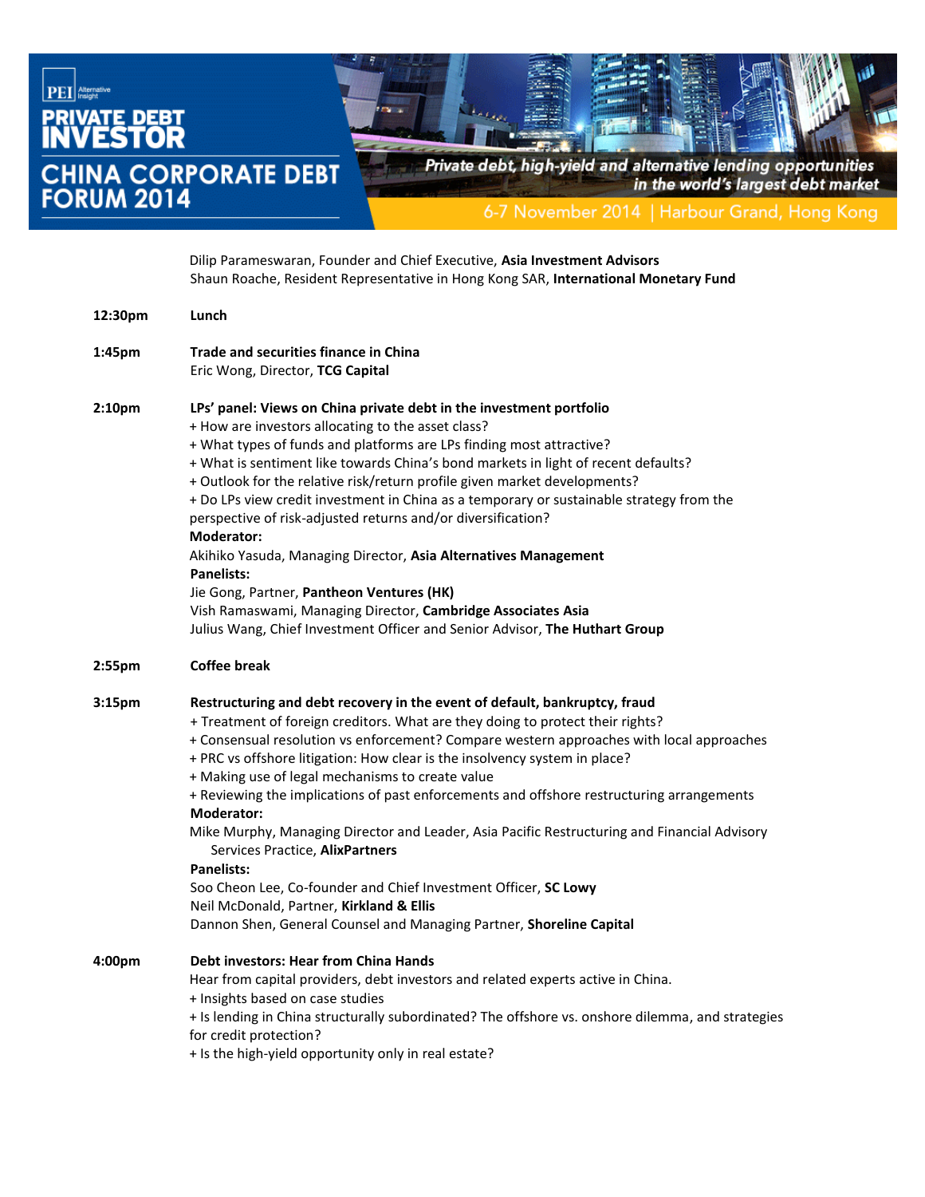Dilip Parameswaran, Founder and Chief Executive, **Asia Investment Advisors**
Shaun Roache, Resident Representative in Hong Kong SAR, **International Monetary Fund**

**12:30pm** **Lunch**

**1:45pm** **Trade and securities finance in China**
Eric Wong, Director, **TCG Capital**

**2:10pm** **LPs' panel: Views on China private debt in the investment portfolio**

+ How are investors allocating to the asset class?
+ What types of funds and platforms are LPs finding most attractive?
+ What is sentiment like towards China's bond markets in light of recent defaults?
+ Outlook for the relative risk/return profile given market developments?
+ Do LPs view credit investment in China as a temporary or sustainable strategy from the perspective of risk-adjusted returns and/or diversification?

**Moderator:**
Akihiko Yasuda, Managing Director, **Asia Alternatives Management**
**Panelists:**
Jie Gong, Partner, **Pantheon Ventures (HK)**
Vish Ramaswami, Managing Director, **Cambridge Associates Asia**
Julius Wang, Chief Investment Officer and Senior Advisor, **The Huthart Group**

**2:55pm** **Coffee break**

**3:15pm** **Restructuring and debt recovery in the event of default, bankruptcy, fraud**

+ Treatment of foreign creditors. What are they doing to protect their rights?
+ Consensual resolution vs enforcement? Compare western approaches with local approaches
+ PRC vs offshore litigation: How clear is the insolvency system in place?
+ Making use of legal mechanisms to create value
+ Reviewing the implications of past enforcements and offshore restructuring arrangements

**Moderator:**
Mike Murphy, Managing Director and Leader, Asia Pacific Restructuring and Financial Advisory Services Practice, **AlixPartners**
**Panelists:**
Soo Cheon Lee, Co-founder and Chief Investment Officer, **SC Lowy**
Neil McDonald, Partner, **Kirkland & Ellis**
Dannon Shen, General Counsel and Managing Partner, **Shoreline Capital**

**4:00pm** **Debt investors: Hear from China Hands**
Hear from capital providers, debt investors and related experts active in China.

+ Insights based on case studies
+ Is lending in China structurally subordinated? The offshore vs. onshore dilemma, and strategies for credit protection?
+ Is the high-yield opportunity only in real estate?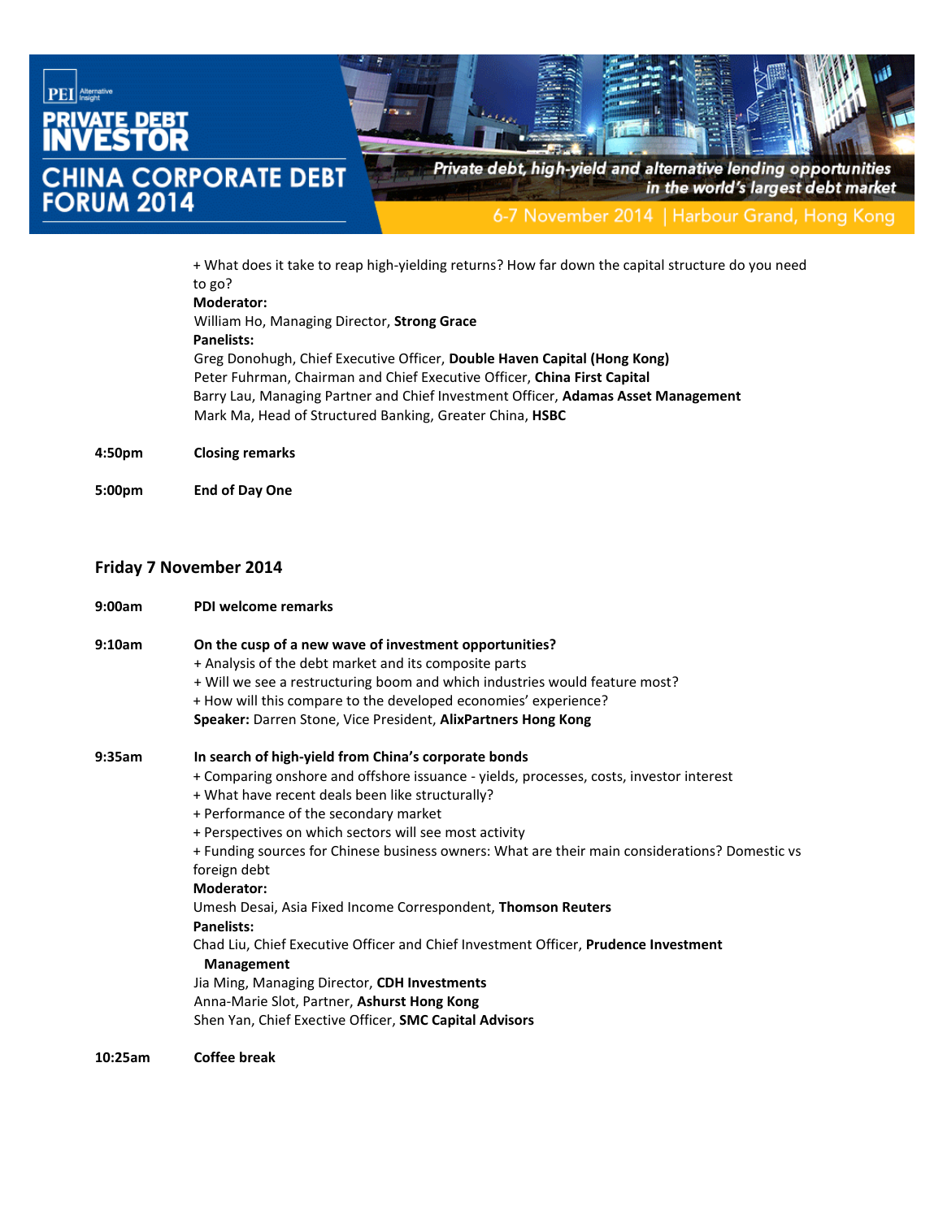+ What does it take to reap high-yielding returns? How far down the capital structure do you need to go?

**Moderator:**
William Ho, Managing Director, **Strong Grace**

**Panelists:**
Greg Donohugh, Chief Executive Officer, **Double Haven Capital (Hong Kong)**
Peter Fuhrman, Chairman and Chief Executive Officer, **China First Capital**
Barry Lau, Managing Partner and Chief Investment Officer, **Adamas Asset Management**
Mark Ma, Head of Structured Banking, Greater China, **HSBC**

**4:50pm** **Closing remarks**

**5:00pm** **End of Day One**

## Friday 7 November 2014

**9:00am** **PDI welcome remarks**

**9:10am** **On the cusp of a new wave of investment opportunities?**

+ Analysis of the debt market and its composite parts
+ Will we see a restructuring boom and which industries would feature most?
+ How will this compare to the developed economies' experience?

**Speaker:** Darren Stone, Vice President, **AlixPartners Hong Kong**

**9:35am** **In search of high-yield from China's corporate bonds**

+ Comparing onshore and offshore issuance - yields, processes, costs, investor interest
+ What have recent deals been like structurally?
+ Performance of the secondary market
+ Perspectives on which sectors will see most activity
+ Funding sources for Chinese business owners: What are their main considerations? Domestic vs foreign debt

**Moderator:**
Umesh Desai, Asia Fixed Income Correspondent, **Thomson Reuters**

**Panelists:**
Chad Liu, Chief Executive Officer and Chief Investment Officer, **Prudence Investment Management**
Jia Ming, Managing Director, **CDH Investments**
Anna-Marie Slot, Partner, **Ashurst Hong Kong**
Shen Yan, Chief Executive Officer, **SMC Capital Advisors**

**10:25am** **Coffee break**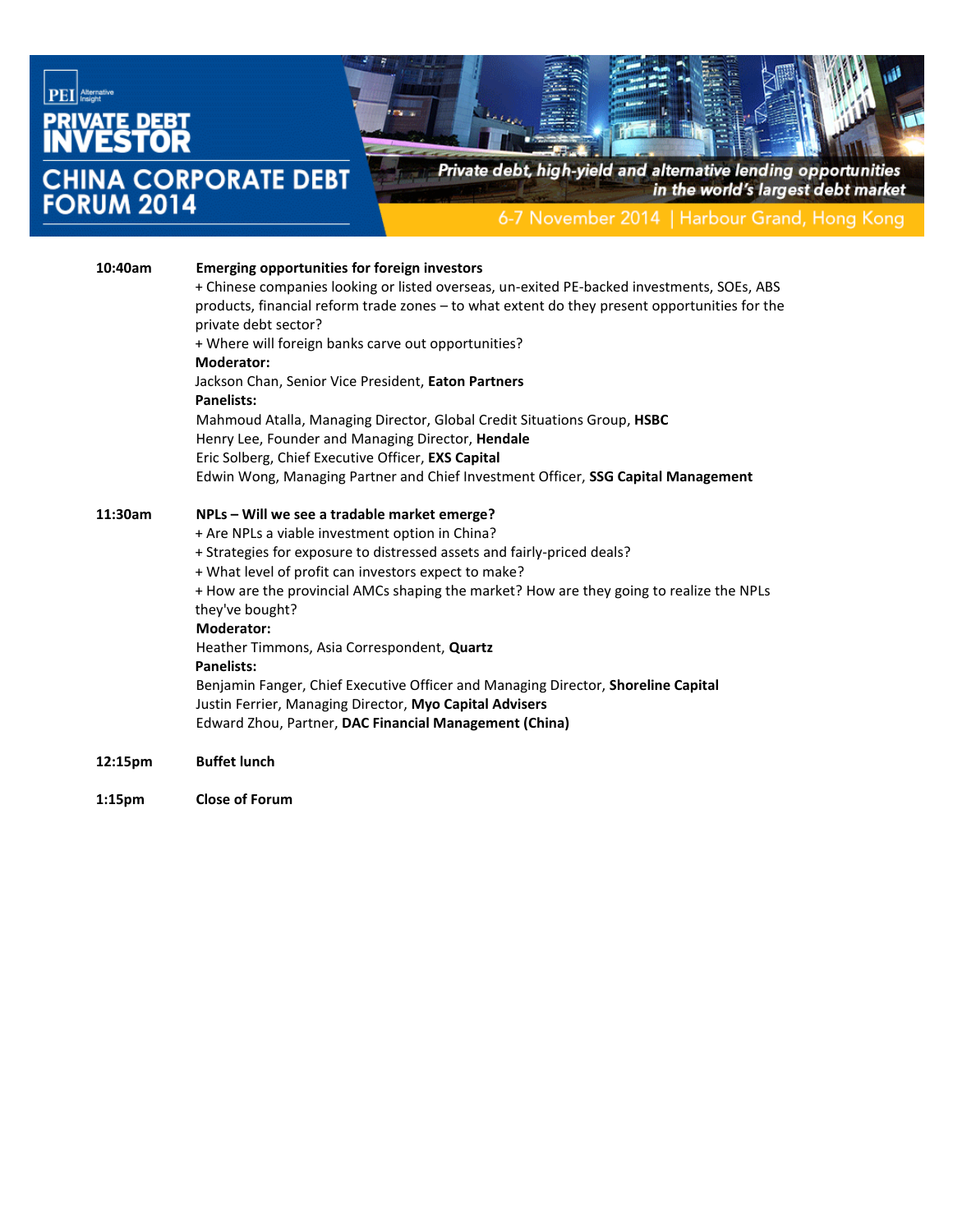PEI Alternative Insight

**PRIVATE DEBT INVESTOR**

**CHINA CORPORATE DEBT FORUM 2014**

*Private debt, high-yield and alternative lending opportunities in the world's largest debt market*

6-7 November 2014 | Harbour Grand, Hong Kong

**10:40am** **Emerging opportunities for foreign investors**

+ Chinese companies looking or listed overseas, un-exited PE-backed investments, SOEs, ABS products, financial reform trade zones – to what extent do they present opportunities for the private debt sector?

+ Where will foreign banks carve out opportunities?

**Moderator:**

Jackson Chan, Senior Vice President, **Eaton Partners**

**Panelists:**

Mahmoud Atalla, Managing Director, Global Credit Situations Group, **HSBC**

Henry Lee, Founder and Managing Director, **Hendale**

Eric Solberg, Chief Executive Officer, **EXS Capital**

Edwin Wong, Managing Partner and Chief Investment Officer, **SSG Capital Management**

**11:30am** **NPLs – Will we see a tradable market emerge?**

+ Are NPLs a viable investment option in China?

+ Strategies for exposure to distressed assets and fairly-priced deals?

+ What level of profit can investors expect to make?

+ How are the provincial AMCs shaping the market? How are they going to realize the NPLs they've bought?

**Moderator:**

Heather Timmons, Asia Correspondent, **Quartz**

**Panelists:**

Benjamin Fanger, Chief Executive Officer and Managing Director, **Shoreline Capital**

Justin Ferrier, Managing Director, **Myo Capital Advisers**

Edward Zhou, Partner, **DAC Financial Management (China)**

**12:15pm** **Buffet lunch**

**1:15pm** **Close of Forum**